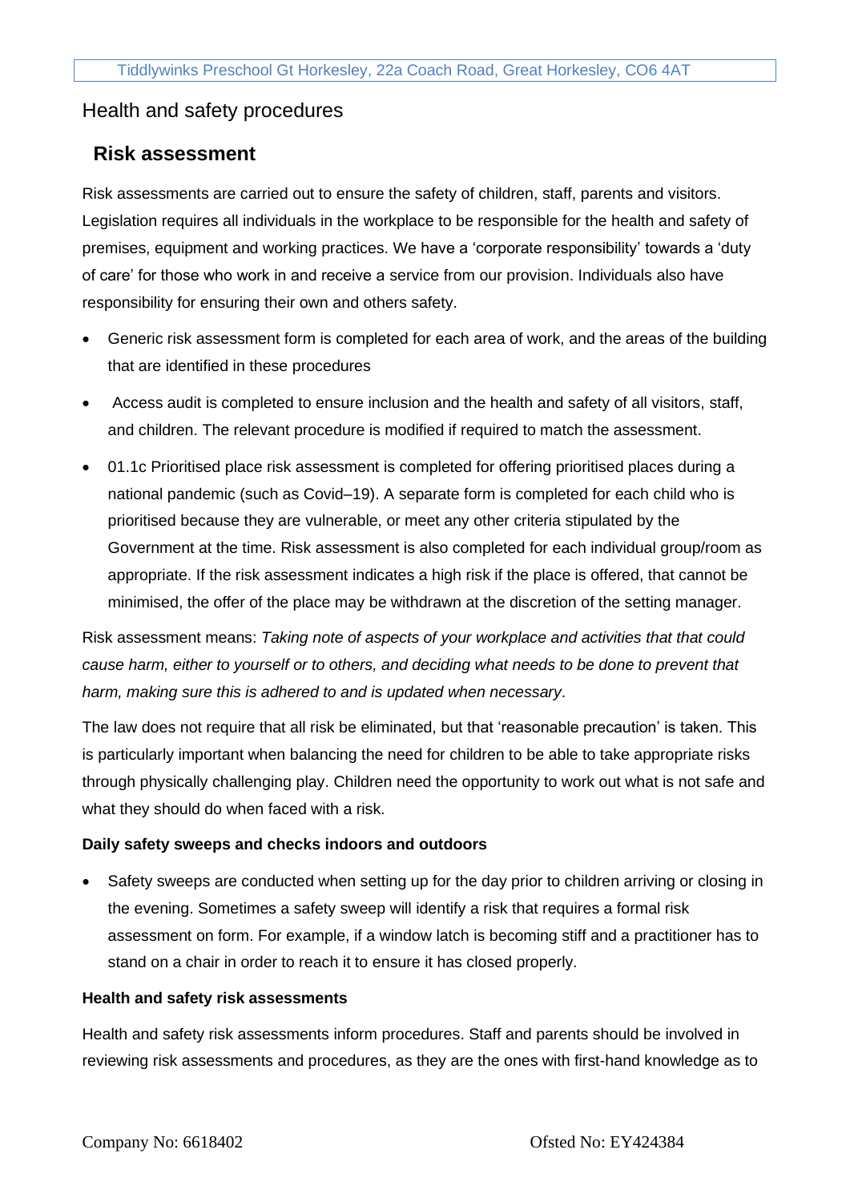## Health and safety procedures

### Risk assessment

Risk assessments are carried out to ensure the safety of children, staff, parents and visitors. Legislation requires all individuals in the workplace to be responsible for the health and safety of premises, equipment and working practices. We have a 'corporate responsibility' towards a 'duty of care' for those who work in and receive a service from our provision. Individuals also have responsibility for ensuring their own and others safety.

- Generic risk assessment form is completed for each area of work, and the areas of the building that are identified in these procedures
- Access audit is completed to ensure inclusion and the health and safety of all visitors, staff, and children. The relevant procedure is modified if required to match the assessment.
- 01.1c Prioritised place risk assessment is completed for offering prioritised places during a national pandemic (such as Covid–19). A separate form is completed for each child who is prioritised because they are vulnerable, or meet any other criteria stipulated by the Government at the time. Risk assessment is also completed for each individual group/room as appropriate. If the risk assessment indicates a high risk if the place is offered, that cannot be minimised, the offer of the place may be withdrawn at the discretion of the setting manager.

Risk assessment means: *Taking note of aspects of your workplace and activities that that could cause harm, either to yourself or to others, and deciding what needs to be done to prevent that harm, making sure this is adhered to and is updated when necessary*.

The law does not require that all risk be eliminated, but that 'reasonable precaution' is taken. This is particularly important when balancing the need for children to be able to take appropriate risks through physically challenging play. Children need the opportunity to work out what is not safe and what they should do when faced with a risk.

**Daily safety sweeps and checks indoors and outdoors**

- Safety sweeps are conducted when setting up for the day prior to children arriving or closing in the evening. Sometimes a safety sweep will identify a risk that requires a formal risk assessment on form. For example, if a window latch is becoming stiff and a practitioner has to stand on a chair in order to reach it to ensure it has closed properly.

**Health and safety risk assessments**

Health and safety risk assessments inform procedures. Staff and parents should be involved in reviewing risk assessments and procedures, as they are the ones with first-hand knowledge as to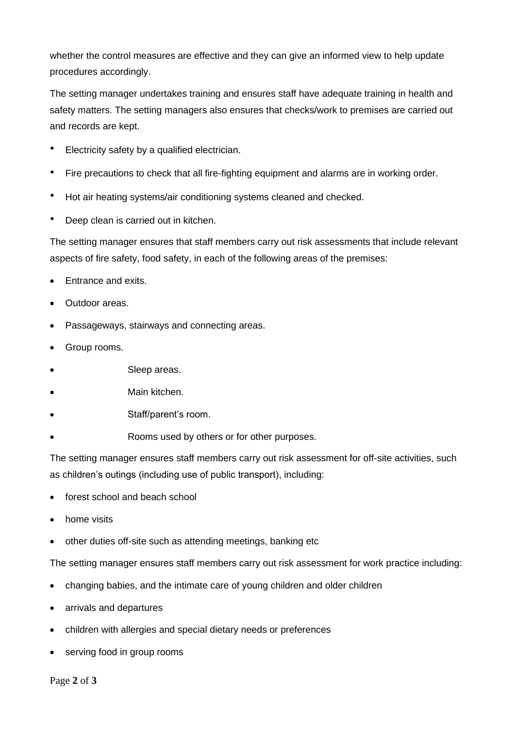whether the control measures are effective and they can give an informed view to help update procedures accordingly.

The setting manager undertakes training and ensures staff have adequate training in health and safety matters. The setting managers also ensures that checks/work to premises are carried out and records are kept.

- Electricity safety by a qualified electrician.
- Fire precautions to check that all fire-fighting equipment and alarms are in working order.
- Hot air heating systems/air conditioning systems cleaned and checked.
- Deep clean is carried out in kitchen.

The setting manager ensures that staff members carry out risk assessments that include relevant aspects of fire safety, food safety, in each of the following areas of the premises:

- Entrance and exits.
- Outdoor areas.
- Passageways, stairways and connecting areas.
- Group rooms.
- Sleep areas.
- Main kitchen.
- Staff/parent's room.
- Rooms used by others or for other purposes.

The setting manager ensures staff members carry out risk assessment for off-site activities, such as children's outings (including use of public transport), including:

- forest school and beach school
- home visits
- other duties off-site such as attending meetings, banking etc

The setting manager ensures staff members carry out risk assessment for work practice including:

- changing babies, and the intimate care of young children and older children
- arrivals and departures
- children with allergies and special dietary needs or preferences
- serving food in group rooms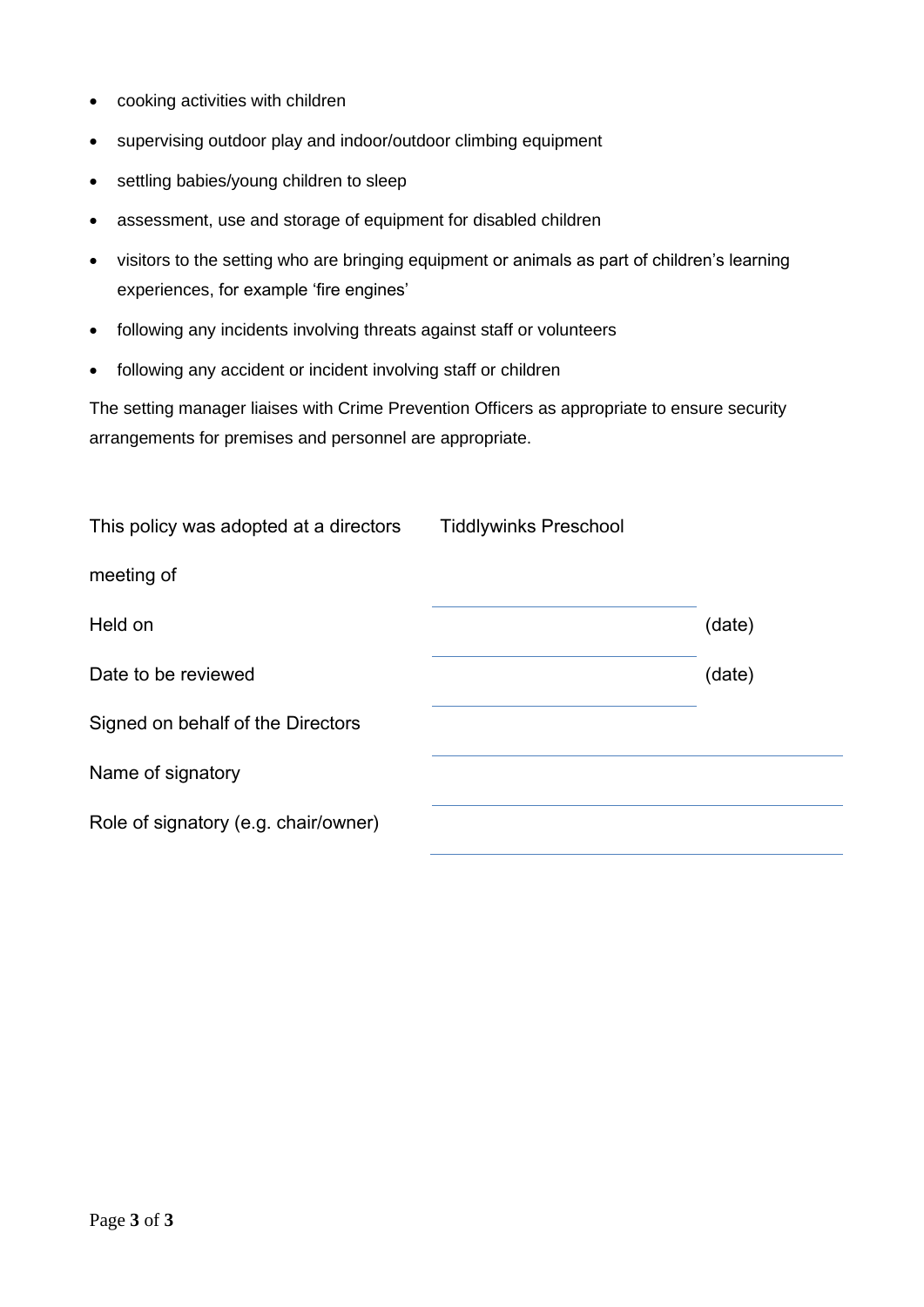- cooking activities with children
- supervising outdoor play and indoor/outdoor climbing equipment
- settling babies/young children to sleep
- assessment, use and storage of equipment for disabled children
- visitors to the setting who are bringing equipment or animals as part of children's learning experiences, for example 'fire engines'
- following any incidents involving threats against staff or volunteers
- following any accident or incident involving staff or children

The setting manager liaises with Crime Prevention Officers as appropriate to ensure security arrangements for premises and personnel are appropriate.

| | | |
|---|---|---|
| This policy was adopted at a directors meeting of | Tiddlywinks Preschool | |
| Held on | | (date) |
| Date to be reviewed | | (date) |
| Signed on behalf of the Directors | | |
| Name of signatory | | |
| Role of signatory (e.g. chair/owner) | | |